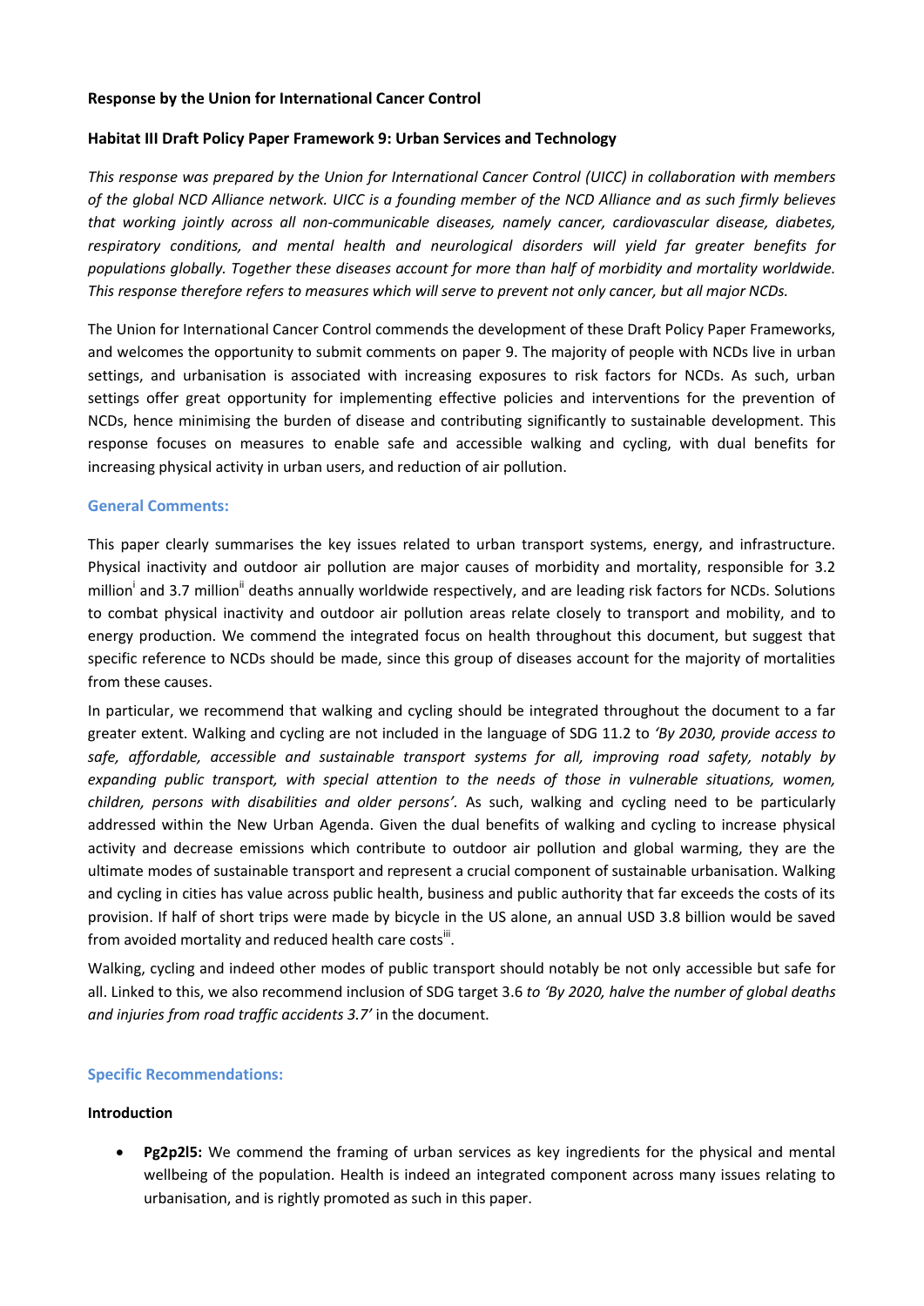**Response by the Union for International Cancer Control**

**Habitat III Draft Policy Paper Framework 9: Urban Services and Technology**

*This response was prepared by the Union for International Cancer Control (UICC) in collaboration with members of the global NCD Alliance network. UICC is a founding member of the NCD Alliance and as such firmly believes that working jointly across all non-communicable diseases, namely cancer, cardiovascular disease, diabetes, respiratory conditions, and mental health and neurological disorders will yield far greater benefits for populations globally. Together these diseases account for more than half of morbidity and mortality worldwide. This response therefore refers to measures which will serve to prevent not only cancer, but all major NCDs.*

The Union for International Cancer Control commends the development of these Draft Policy Paper Frameworks, and welcomes the opportunity to submit comments on paper 9. The majority of people with NCDs live in urban settings, and urbanisation is associated with increasing exposures to risk factors for NCDs. As such, urban settings offer great opportunity for implementing effective policies and interventions for the prevention of NCDs, hence minimising the burden of disease and contributing significantly to sustainable development. This response focuses on measures to enable safe and accessible walking and cycling, with dual benefits for increasing physical activity in urban users, and reduction of air pollution.

## General Comments:

This paper clearly summarises the key issues related to urban transport systems, energy, and infrastructure. Physical inactivity and outdoor air pollution are major causes of morbidity and mortality, responsible for 3.2 million[i] and 3.7 million[ii] deaths annually worldwide respectively, and are leading risk factors for NCDs. Solutions to combat physical inactivity and outdoor air pollution areas relate closely to transport and mobility, and to energy production. We commend the integrated focus on health throughout this document, but suggest that specific reference to NCDs should be made, since this group of diseases account for the majority of mortalities from these causes.

In particular, we recommend that walking and cycling should be integrated throughout the document to a far greater extent. Walking and cycling are not included in the language of SDG 11.2 to *'By 2030, provide access to safe, affordable, accessible and sustainable transport systems for all, improving road safety, notably by expanding public transport, with special attention to the needs of those in vulnerable situations, women, children, persons with disabilities and older persons'*. As such, walking and cycling need to be particularly addressed within the New Urban Agenda. Given the dual benefits of walking and cycling to increase physical activity and decrease emissions which contribute to outdoor air pollution and global warming, they are the ultimate modes of sustainable transport and represent a crucial component of sustainable urbanisation. Walking and cycling in cities has value across public health, business and public authority that far exceeds the costs of its provision. If half of short trips were made by bicycle in the US alone, an annual USD 3.8 billion would be saved from avoided mortality and reduced health care costs[iii].

Walking, cycling and indeed other modes of public transport should notably be not only accessible but safe for all. Linked to this, we also recommend inclusion of SDG target 3.6 *to 'By 2020, halve the number of global deaths and injuries from road traffic accidents 3.7'* in the document.

## Specific Recommendations:

### Introduction

- **Pg2p2l5:** We commend the framing of urban services as key ingredients for the physical and mental wellbeing of the population. Health is indeed an integrated component across many issues relating to urbanisation, and is rightly promoted as such in this paper.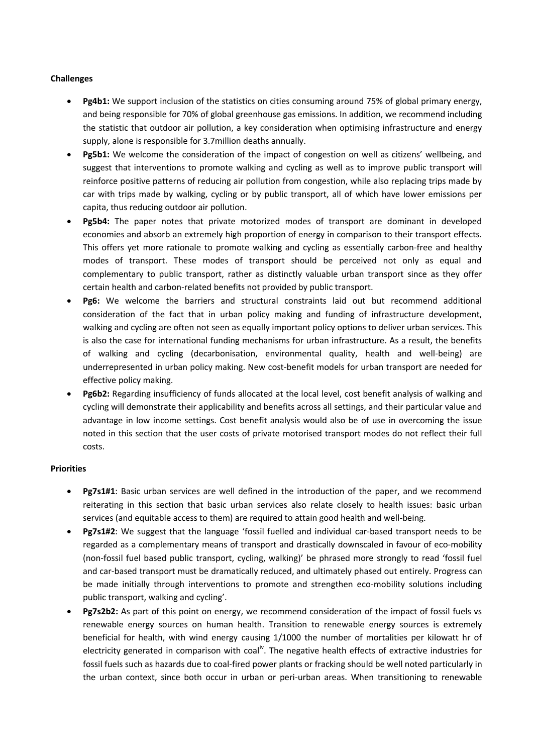**Challenges**

- **Pg4b1:** We support inclusion of the statistics on cities consuming around 75% of global primary energy, and being responsible for 70% of global greenhouse gas emissions. In addition, we recommend including the statistic that outdoor air pollution, a key consideration when optimising infrastructure and energy supply, alone is responsible for 3.7million deaths annually.
- **Pg5b1:** We welcome the consideration of the impact of congestion on well as citizens' wellbeing, and suggest that interventions to promote walking and cycling as well as to improve public transport will reinforce positive patterns of reducing air pollution from congestion, while also replacing trips made by car with trips made by walking, cycling or by public transport, all of which have lower emissions per capita, thus reducing outdoor air pollution.
- **Pg5b4:** The paper notes that private motorized modes of transport are dominant in developed economies and absorb an extremely high proportion of energy in comparison to their transport effects. This offers yet more rationale to promote walking and cycling as essentially carbon-free and healthy modes of transport. These modes of transport should be perceived not only as equal and complementary to public transport, rather as distinctly valuable urban transport since as they offer certain health and carbon-related benefits not provided by public transport.
- **Pg6:** We welcome the barriers and structural constraints laid out but recommend additional consideration of the fact that in urban policy making and funding of infrastructure development, walking and cycling are often not seen as equally important policy options to deliver urban services. This is also the case for international funding mechanisms for urban infrastructure. As a result, the benefits of walking and cycling (decarbonisation, environmental quality, health and well-being) are underrepresented in urban policy making. New cost-benefit models for urban transport are needed for effective policy making.
- **Pg6b2:** Regarding insufficiency of funds allocated at the local level, cost benefit analysis of walking and cycling will demonstrate their applicability and benefits across all settings, and their particular value and advantage in low income settings. Cost benefit analysis would also be of use in overcoming the issue noted in this section that the user costs of private motorised transport modes do not reflect their full costs.

**Priorities**

- **Pg7s1#1**: Basic urban services are well defined in the introduction of the paper, and we recommend reiterating in this section that basic urban services also relate closely to health issues: basic urban services (and equitable access to them) are required to attain good health and well-being.
- **Pg7s1#2**: We suggest that the language 'fossil fuelled and individual car-based transport needs to be regarded as a complementary means of transport and drastically downscaled in favour of eco-mobility (non-fossil fuel based public transport, cycling, walking)' be phrased more strongly to read 'fossil fuel and car-based transport must be dramatically reduced, and ultimately phased out entirely. Progress can be made initially through interventions to promote and strengthen eco-mobility solutions including public transport, walking and cycling'.
- **Pg7s2b2:** As part of this point on energy, we recommend consideration of the impact of fossil fuels vs renewable energy sources on human health. Transition to renewable energy sources is extremely beneficial for health, with wind energy causing 1/1000 the number of mortalities per kilowatt hr of electricity generated in comparison with coal[iv]. The negative health effects of extractive industries for fossil fuels such as hazards due to coal-fired power plants or fracking should be well noted particularly in the urban context, since both occur in urban or peri-urban areas. When transitioning to renewable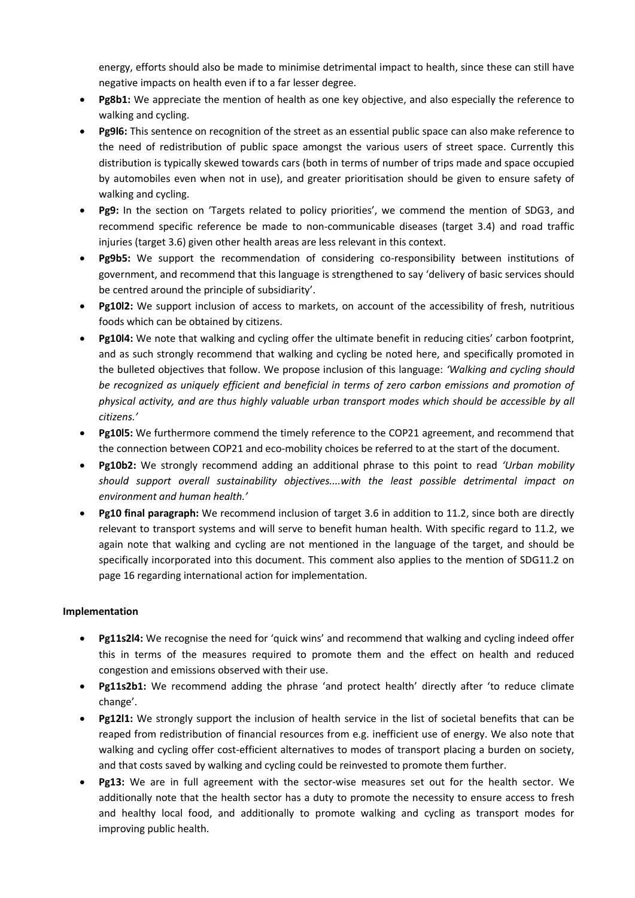energy, efforts should also be made to minimise detrimental impact to health, since these can still have negative impacts on health even if to a far lesser degree.

- **Pg8b1:** We appreciate the mention of health as one key objective, and also especially the reference to walking and cycling.
- **Pg9l6:** This sentence on recognition of the street as an essential public space can also make reference to the need of redistribution of public space amongst the various users of street space. Currently this distribution is typically skewed towards cars (both in terms of number of trips made and space occupied by automobiles even when not in use), and greater prioritisation should be given to ensure safety of walking and cycling.
- **Pg9:** In the section on 'Targets related to policy priorities', we commend the mention of SDG3, and recommend specific reference be made to non-communicable diseases (target 3.4) and road traffic injuries (target 3.6) given other health areas are less relevant in this context.
- **Pg9b5:** We support the recommendation of considering co-responsibility between institutions of government, and recommend that this language is strengthened to say 'delivery of basic services should be centred around the principle of subsidiarity'.
- **Pg10l2:** We support inclusion of access to markets, on account of the accessibility of fresh, nutritious foods which can be obtained by citizens.
- **Pg10l4:** We note that walking and cycling offer the ultimate benefit in reducing cities' carbon footprint, and as such strongly recommend that walking and cycling be noted here, and specifically promoted in the bulleted objectives that follow. We propose inclusion of this language: *'Walking and cycling should be recognized as uniquely efficient and beneficial in terms of zero carbon emissions and promotion of physical activity, and are thus highly valuable urban transport modes which should be accessible by all citizens.'*
- **Pg10l5:** We furthermore commend the timely reference to the COP21 agreement, and recommend that the connection between COP21 and eco-mobility choices be referred to at the start of the document.
- **Pg10b2:** We strongly recommend adding an additional phrase to this point to read *'Urban mobility should support overall sustainability objectives....with the least possible detrimental impact on environment and human health.'*
- **Pg10 final paragraph:** We recommend inclusion of target 3.6 in addition to 11.2, since both are directly relevant to transport systems and will serve to benefit human health. With specific regard to 11.2, we again note that walking and cycling are not mentioned in the language of the target, and should be specifically incorporated into this document. This comment also applies to the mention of SDG11.2 on page 16 regarding international action for implementation.

**Implementation**

- **Pg11s2l4:** We recognise the need for 'quick wins' and recommend that walking and cycling indeed offer this in terms of the measures required to promote them and the effect on health and reduced congestion and emissions observed with their use.
- **Pg11s2b1:** We recommend adding the phrase 'and protect health' directly after 'to reduce climate change'.
- **Pg12l1:** We strongly support the inclusion of health service in the list of societal benefits that can be reaped from redistribution of financial resources from e.g. inefficient use of energy. We also note that walking and cycling offer cost-efficient alternatives to modes of transport placing a burden on society, and that costs saved by walking and cycling could be reinvested to promote them further.
- **Pg13:** We are in full agreement with the sector-wise measures set out for the health sector. We additionally note that the health sector has a duty to promote the necessity to ensure access to fresh and healthy local food, and additionally to promote walking and cycling as transport modes for improving public health.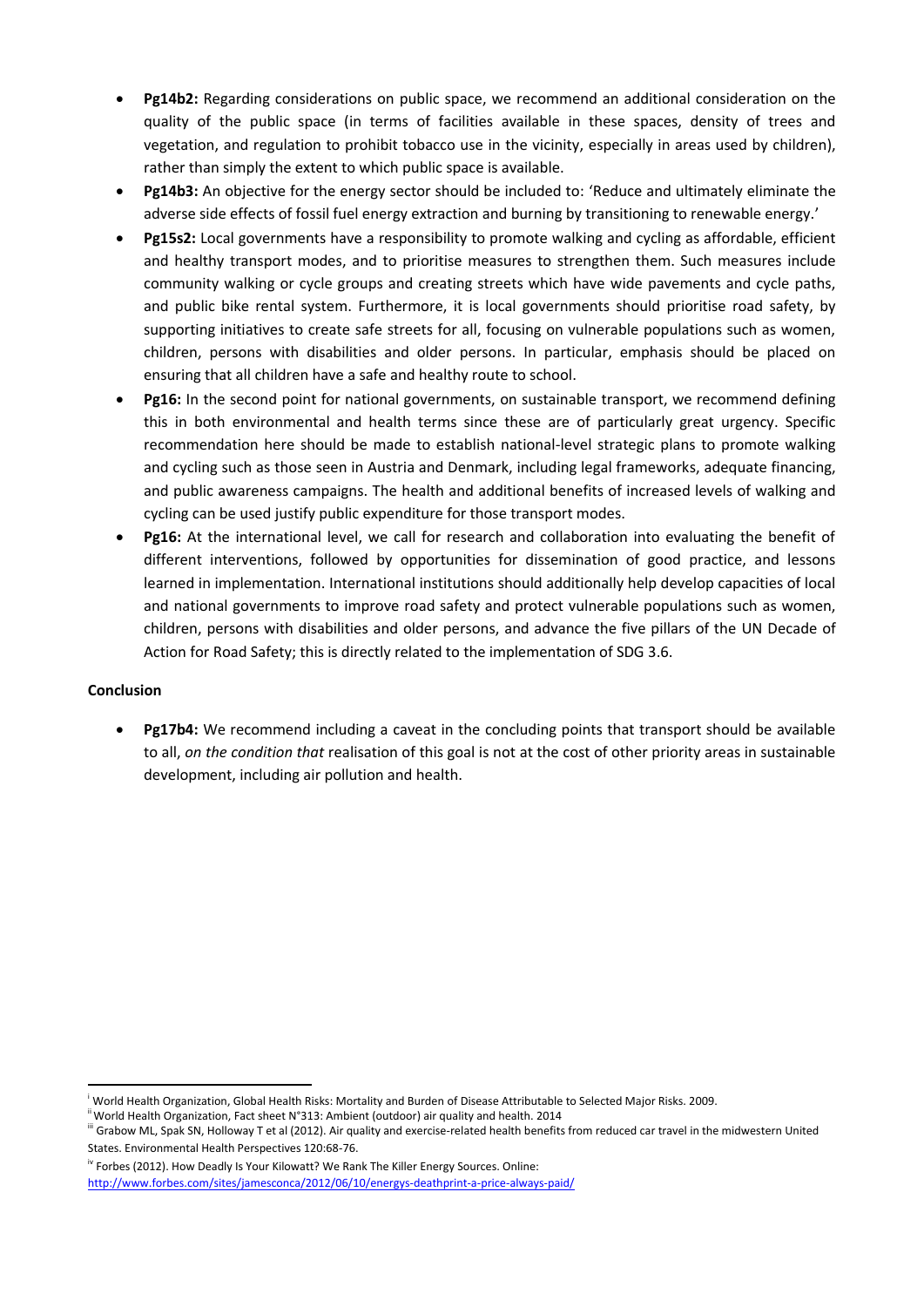- **Pg14b2:** Regarding considerations on public space, we recommend an additional consideration on the quality of the public space (in terms of facilities available in these spaces, density of trees and vegetation, and regulation to prohibit tobacco use in the vicinity, especially in areas used by children), rather than simply the extent to which public space is available.
- **Pg14b3:** An objective for the energy sector should be included to: 'Reduce and ultimately eliminate the adverse side effects of fossil fuel energy extraction and burning by transitioning to renewable energy.'
- **Pg15s2:** Local governments have a responsibility to promote walking and cycling as affordable, efficient and healthy transport modes, and to prioritise measures to strengthen them. Such measures include community walking or cycle groups and creating streets which have wide pavements and cycle paths, and public bike rental system. Furthermore, it is local governments should prioritise road safety, by supporting initiatives to create safe streets for all, focusing on vulnerable populations such as women, children, persons with disabilities and older persons. In particular, emphasis should be placed on ensuring that all children have a safe and healthy route to school.
- **Pg16:** In the second point for national governments, on sustainable transport, we recommend defining this in both environmental and health terms since these are of particularly great urgency. Specific recommendation here should be made to establish national-level strategic plans to promote walking and cycling such as those seen in Austria and Denmark, including legal frameworks, adequate financing, and public awareness campaigns. The health and additional benefits of increased levels of walking and cycling can be used justify public expenditure for those transport modes.
- **Pg16:** At the international level, we call for research and collaboration into evaluating the benefit of different interventions, followed by opportunities for dissemination of good practice, and lessons learned in implementation. International institutions should additionally help develop capacities of local and national governments to improve road safety and protect vulnerable populations such as women, children, persons with disabilities and older persons, and advance the five pillars of the UN Decade of Action for Road Safety; this is directly related to the implementation of SDG 3.6.

**Conclusion**

- **Pg17b4:** We recommend including a caveat in the concluding points that transport should be available to all, *on the condition that* realisation of this goal is not at the cost of other priority areas in sustainable development, including air pollution and health.

---

[i] World Health Organization, Global Health Risks: Mortality and Burden of Disease Attributable to Selected Major Risks. 2009.

[ii] World Health Organization, Fact sheet N°313: Ambient (outdoor) air quality and health. 2014

[iii] Grabow ML, Spak SN, Holloway T et al (2012). Air quality and exercise-related health benefits from reduced car travel in the midwestern United States. Environmental Health Perspectives 120:68-76.

[iv] Forbes (2012). How Deadly Is Your Kilowatt? We Rank The Killer Energy Sources. Online: http://www.forbes.com/sites/jamesconca/2012/06/10/energys-deathprint-a-price-always-paid/